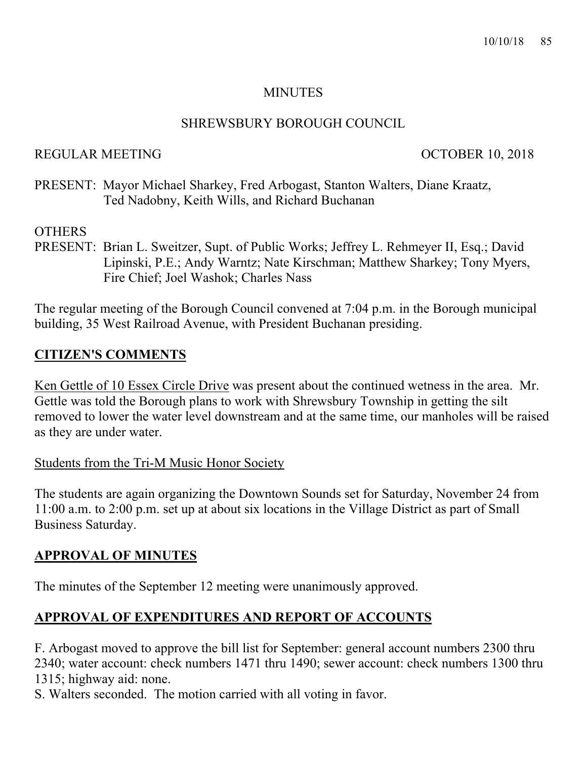# MINUTES

## SHREWSBURY BOROUGH COUNCIL

REGULAR MEETING OCTOBER 10, 2018

PRESENT: Mayor Michael Sharkey, Fred Arbogast, Stanton Walters, Diane Kraatz, Ted Nadobny, Keith Wills, and Richard Buchanan

OTHERS
PRESENT: Brian L. Sweitzer, Supt. of Public Works; Jeffrey L. Rehmeyer II, Esq.; David Lipinski, P.E.; Andy Warntz; Nate Kirschman; Matthew Sharkey; Tony Myers, Fire Chief; Joel Washok; Charles Nass

The regular meeting of the Borough Council convened at 7:04 p.m. in the Borough municipal building, 35 West Railroad Avenue, with President Buchanan presiding.

## CITIZEN'S COMMENTS

Ken Gettle of 10 Essex Circle Drive was present about the continued wetness in the area. Mr. Gettle was told the Borough plans to work with Shrewsbury Township in getting the silt removed to lower the water level downstream and at the same time, our manholes will be raised as they are under water.

Students from the Tri-M Music Honor Society

The students are again organizing the Downtown Sounds set for Saturday, November 24 from 11:00 a.m. to 2:00 p.m. set up at about six locations in the Village District as part of Small Business Saturday.

## APPROVAL OF MINUTES

The minutes of the September 12 meeting were unanimously approved.

## APPROVAL OF EXPENDITURES AND REPORT OF ACCOUNTS

F. Arbogast moved to approve the bill list for September: general account numbers 2300 thru 2340; water account: check numbers 1471 thru 1490; sewer account: check numbers 1300 thru 1315; highway aid: none.
S. Walters seconded. The motion carried with all voting in favor.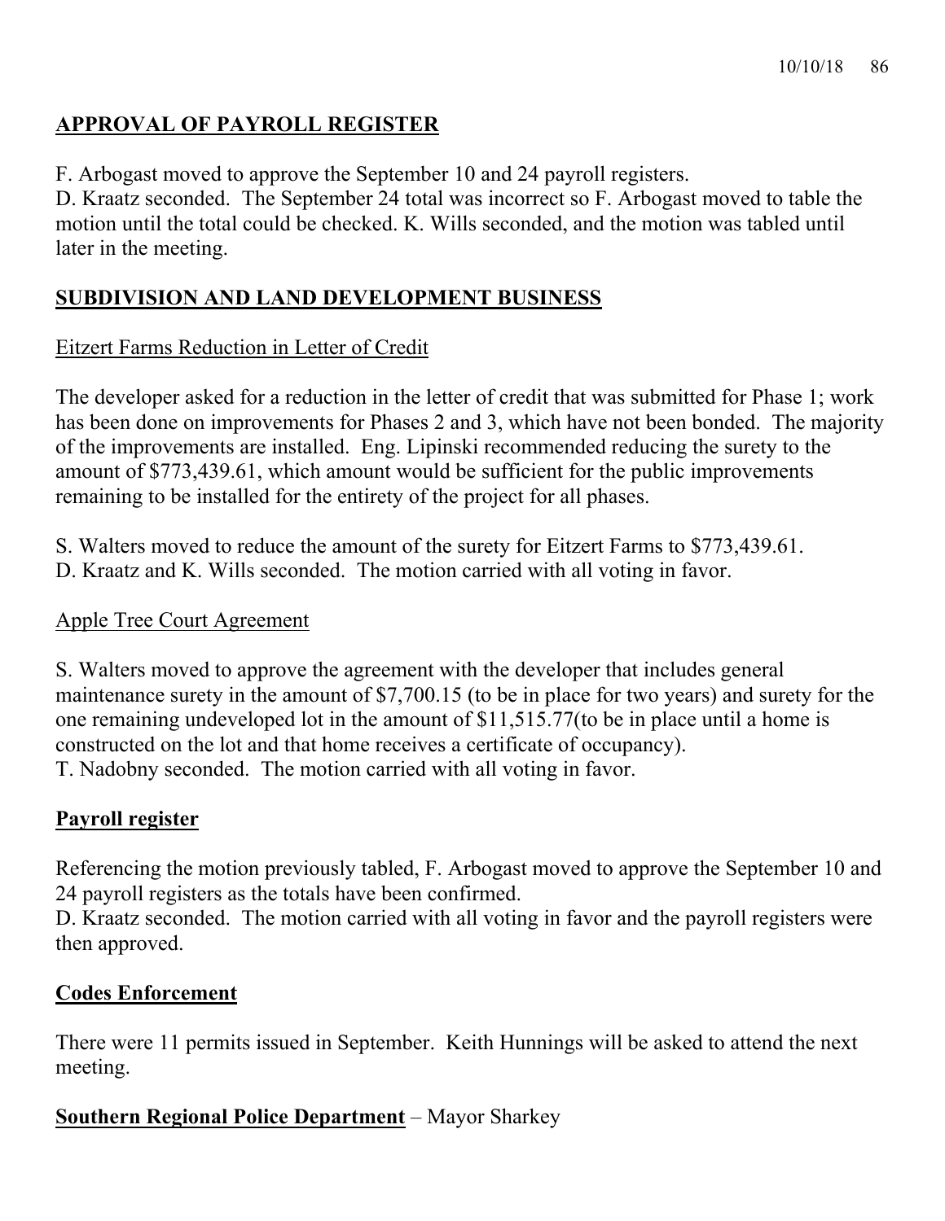## APPROVAL OF PAYROLL REGISTER

F. Arbogast moved to approve the September 10 and 24 payroll registers.
D. Kraatz seconded. The September 24 total was incorrect so F. Arbogast moved to table the motion until the total could be checked. K. Wills seconded, and the motion was tabled until later in the meeting.

## SUBDIVISION AND LAND DEVELOPMENT BUSINESS

### Eitzert Farms Reduction in Letter of Credit

The developer asked for a reduction in the letter of credit that was submitted for Phase 1; work has been done on improvements for Phases 2 and 3, which have not been bonded. The majority of the improvements are installed. Eng. Lipinski recommended reducing the surety to the amount of $773,439.61, which amount would be sufficient for the public improvements remaining to be installed for the entirety of the project for all phases.

S. Walters moved to reduce the amount of the surety for Eitzert Farms to $773,439.61.
D. Kraatz and K. Wills seconded. The motion carried with all voting in favor.

### Apple Tree Court Agreement

S. Walters moved to approve the agreement with the developer that includes general maintenance surety in the amount of $7,700.15 (to be in place for two years) and surety for the one remaining undeveloped lot in the amount of $11,515.77(to be in place until a home is constructed on the lot and that home receives a certificate of occupancy).
T. Nadobny seconded. The motion carried with all voting in favor.

## Payroll register

Referencing the motion previously tabled, F. Arbogast moved to approve the September 10 and 24 payroll registers as the totals have been confirmed.
D. Kraatz seconded. The motion carried with all voting in favor and the payroll registers were then approved.

## Codes Enforcement

There were 11 permits issued in September. Keith Hunnings will be asked to attend the next meeting.

## Southern Regional Police Department – Mayor Sharkey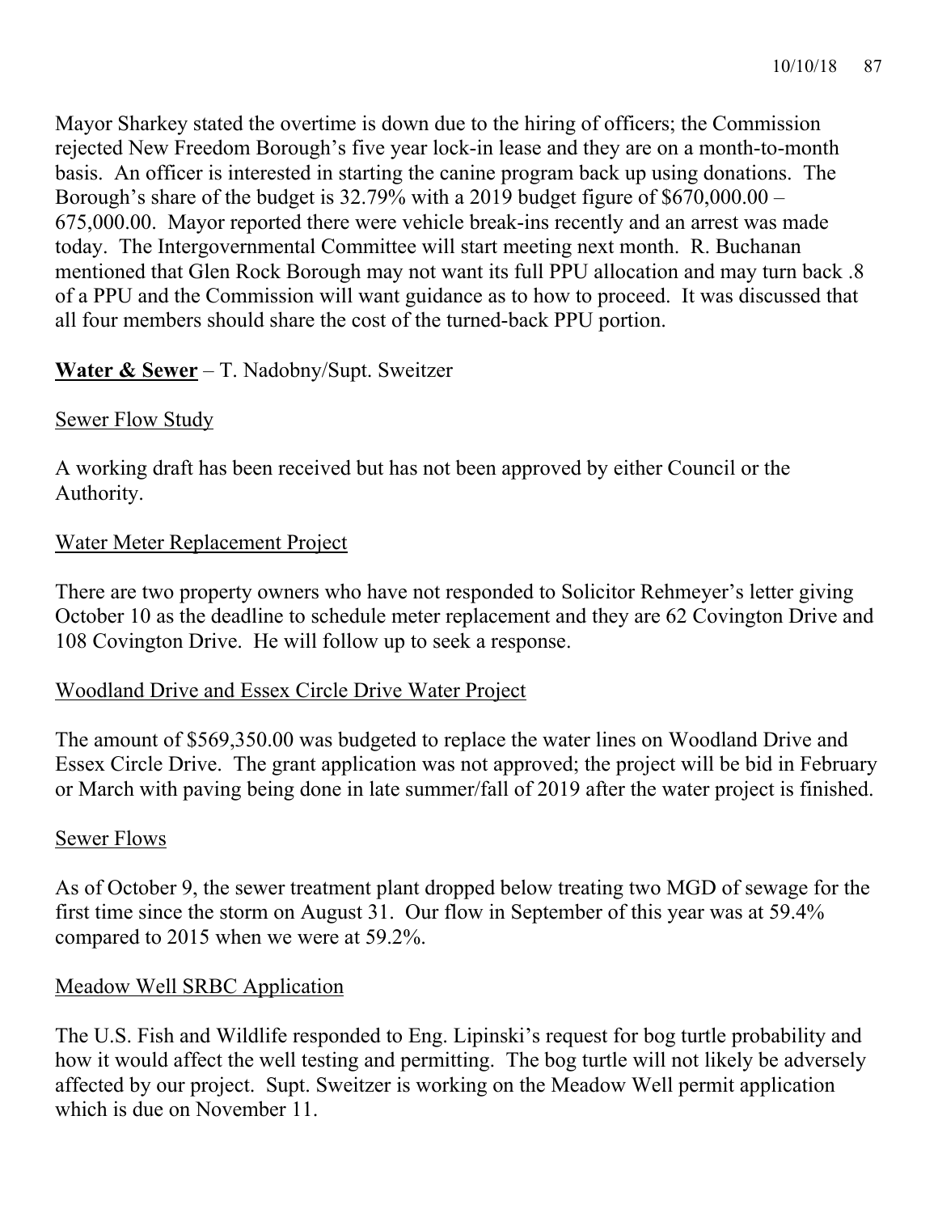Mayor Sharkey stated the overtime is down due to the hiring of officers; the Commission rejected New Freedom Borough's five year lock-in lease and they are on a month-to-month basis. An officer is interested in starting the canine program back up using donations. The Borough's share of the budget is 32.79% with a 2019 budget figure of $670,000.00 – 675,000.00. Mayor reported there were vehicle break-ins recently and an arrest was made today. The Intergovernmental Committee will start meeting next month. R. Buchanan mentioned that Glen Rock Borough may not want its full PPU allocation and may turn back .8 of a PPU and the Commission will want guidance as to how to proceed. It was discussed that all four members should share the cost of the turned-back PPU portion.

**Water & Sewer** – T. Nadobny/Supt. Sweitzer

Sewer Flow Study

A working draft has been received but has not been approved by either Council or the Authority.

Water Meter Replacement Project

There are two property owners who have not responded to Solicitor Rehmeyer's letter giving October 10 as the deadline to schedule meter replacement and they are 62 Covington Drive and 108 Covington Drive. He will follow up to seek a response.

Woodland Drive and Essex Circle Drive Water Project

The amount of $569,350.00 was budgeted to replace the water lines on Woodland Drive and Essex Circle Drive. The grant application was not approved; the project will be bid in February or March with paving being done in late summer/fall of 2019 after the water project is finished.

Sewer Flows

As of October 9, the sewer treatment plant dropped below treating two MGD of sewage for the first time since the storm on August 31. Our flow in September of this year was at 59.4% compared to 2015 when we were at 59.2%.

Meadow Well SRBC Application

The U.S. Fish and Wildlife responded to Eng. Lipinski's request for bog turtle probability and how it would affect the well testing and permitting. The bog turtle will not likely be adversely affected by our project. Supt. Sweitzer is working on the Meadow Well permit application which is due on November 11.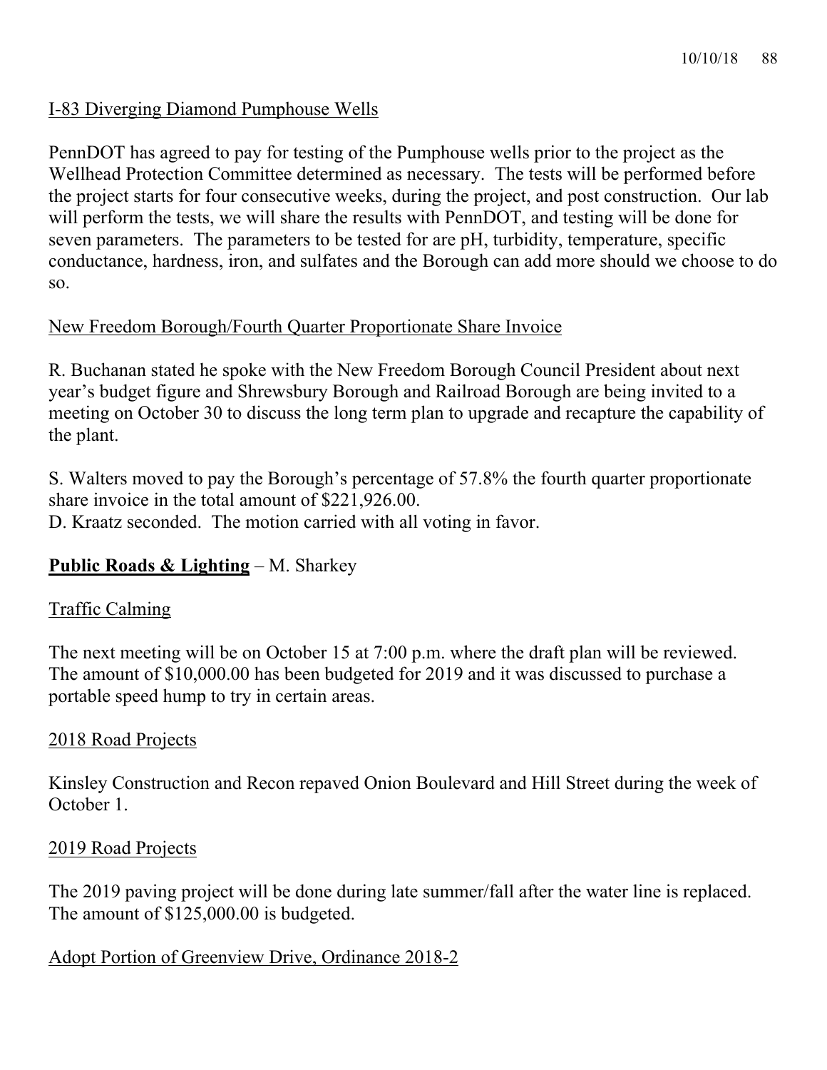I-83 Diverging Diamond Pumphouse Wells

PennDOT has agreed to pay for testing of the Pumphouse wells prior to the project as the Wellhead Protection Committee determined as necessary. The tests will be performed before the project starts for four consecutive weeks, during the project, and post construction. Our lab will perform the tests, we will share the results with PennDOT, and testing will be done for seven parameters. The parameters to be tested for are pH, turbidity, temperature, specific conductance, hardness, iron, and sulfates and the Borough can add more should we choose to do so.

New Freedom Borough/Fourth Quarter Proportionate Share Invoice

R. Buchanan stated he spoke with the New Freedom Borough Council President about next year's budget figure and Shrewsbury Borough and Railroad Borough are being invited to a meeting on October 30 to discuss the long term plan to upgrade and recapture the capability of the plant.

S. Walters moved to pay the Borough's percentage of 57.8% the fourth quarter proportionate share invoice in the total amount of $221,926.00.
D. Kraatz seconded. The motion carried with all voting in favor.

**Public Roads & Lighting** – M. Sharkey

Traffic Calming

The next meeting will be on October 15 at 7:00 p.m. where the draft plan will be reviewed. The amount of $10,000.00 has been budgeted for 2019 and it was discussed to purchase a portable speed hump to try in certain areas.

2018 Road Projects

Kinsley Construction and Recon repaved Onion Boulevard and Hill Street during the week of October 1.

2019 Road Projects

The 2019 paving project will be done during late summer/fall after the water line is replaced. The amount of $125,000.00 is budgeted.

Adopt Portion of Greenview Drive, Ordinance 2018-2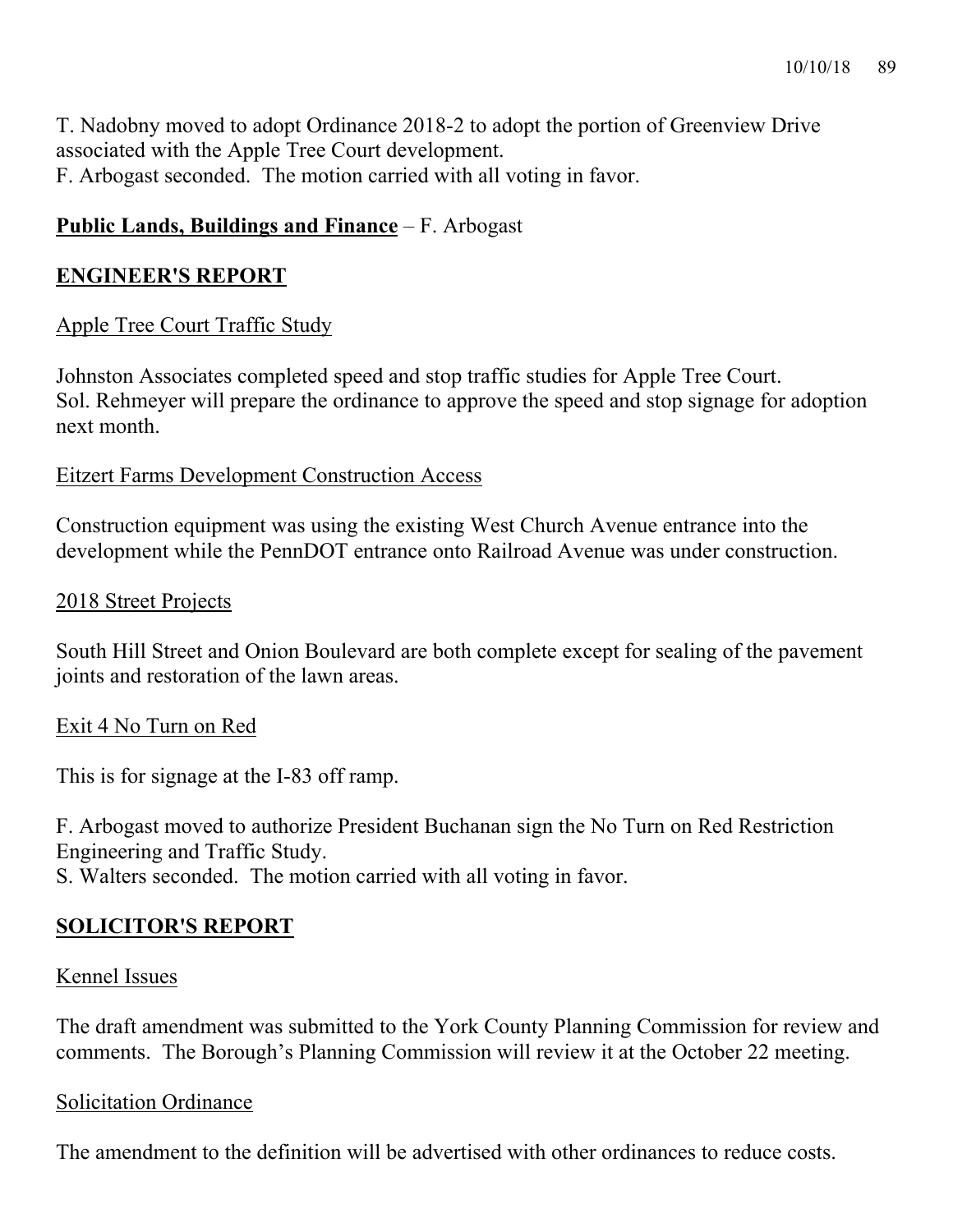T. Nadobny moved to adopt Ordinance 2018-2 to adopt the portion of Greenview Drive associated with the Apple Tree Court development.
F. Arbogast seconded. The motion carried with all voting in favor.

**Public Lands, Buildings and Finance** – F. Arbogast

## ENGINEER'S REPORT

Apple Tree Court Traffic Study

Johnston Associates completed speed and stop traffic studies for Apple Tree Court.
Sol. Rehmeyer will prepare the ordinance to approve the speed and stop signage for adoption next month.

Eitzert Farms Development Construction Access

Construction equipment was using the existing West Church Avenue entrance into the development while the PennDOT entrance onto Railroad Avenue was under construction.

2018 Street Projects

South Hill Street and Onion Boulevard are both complete except for sealing of the pavement joints and restoration of the lawn areas.

Exit 4 No Turn on Red

This is for signage at the I-83 off ramp.

F. Arbogast moved to authorize President Buchanan sign the No Turn on Red Restriction Engineering and Traffic Study.
S. Walters seconded. The motion carried with all voting in favor.

## SOLICITOR'S REPORT

Kennel Issues

The draft amendment was submitted to the York County Planning Commission for review and comments. The Borough's Planning Commission will review it at the October 22 meeting.

Solicitation Ordinance

The amendment to the definition will be advertised with other ordinances to reduce costs.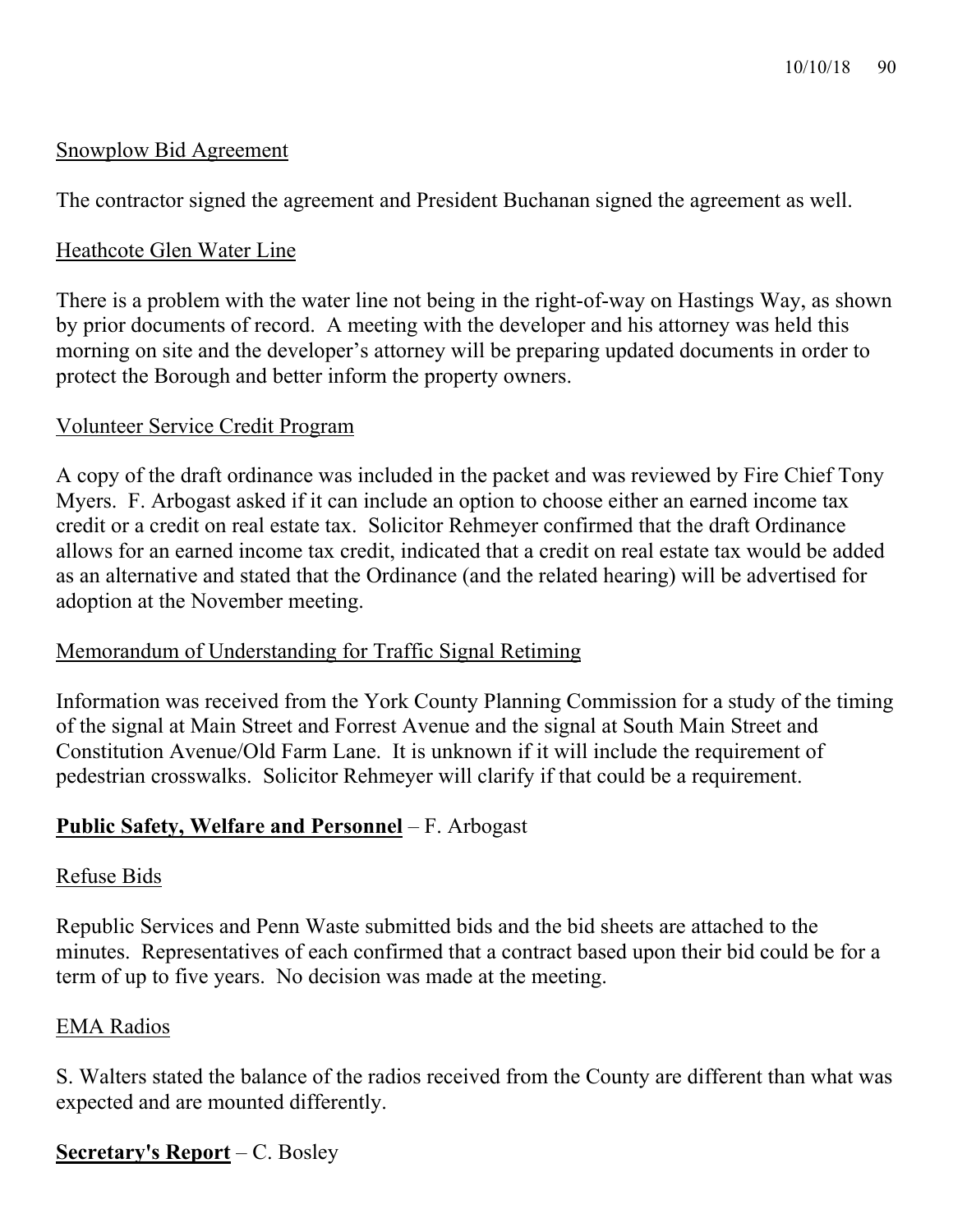Snowplow Bid Agreement

The contractor signed the agreement and President Buchanan signed the agreement as well.

Heathcote Glen Water Line

There is a problem with the water line not being in the right-of-way on Hastings Way, as shown by prior documents of record. A meeting with the developer and his attorney was held this morning on site and the developer's attorney will be preparing updated documents in order to protect the Borough and better inform the property owners.

Volunteer Service Credit Program

A copy of the draft ordinance was included in the packet and was reviewed by Fire Chief Tony Myers. F. Arbogast asked if it can include an option to choose either an earned income tax credit or a credit on real estate tax. Solicitor Rehmeyer confirmed that the draft Ordinance allows for an earned income tax credit, indicated that a credit on real estate tax would be added as an alternative and stated that the Ordinance (and the related hearing) will be advertised for adoption at the November meeting.

Memorandum of Understanding for Traffic Signal Retiming

Information was received from the York County Planning Commission for a study of the timing of the signal at Main Street and Forrest Avenue and the signal at South Main Street and Constitution Avenue/Old Farm Lane. It is unknown if it will include the requirement of pedestrian crosswalks. Solicitor Rehmeyer will clarify if that could be a requirement.

**Public Safety, Welfare and Personnel** – F. Arbogast

Refuse Bids

Republic Services and Penn Waste submitted bids and the bid sheets are attached to the minutes. Representatives of each confirmed that a contract based upon their bid could be for a term of up to five years. No decision was made at the meeting.

EMA Radios

S. Walters stated the balance of the radios received from the County are different than what was expected and are mounted differently.

**Secretary's Report** – C. Bosley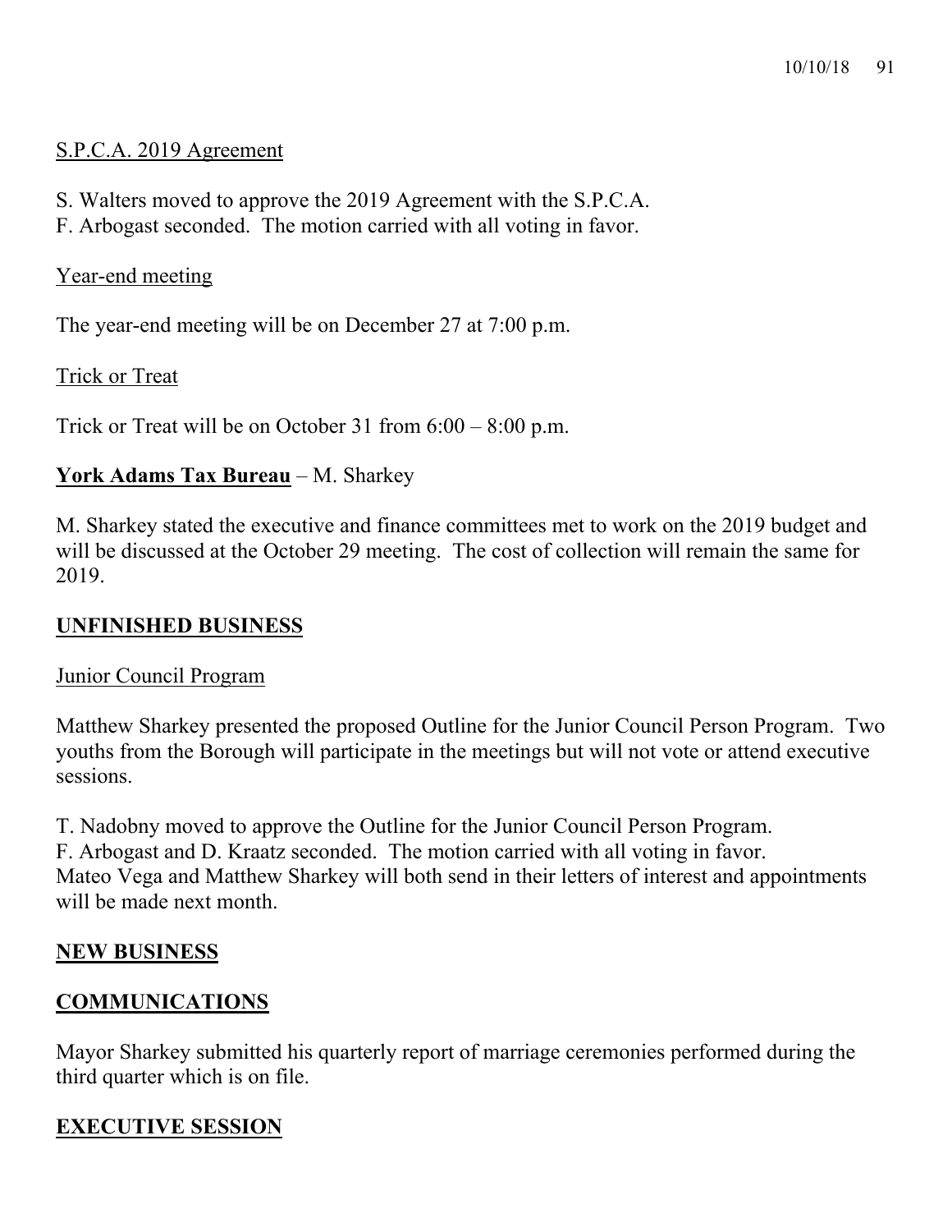S.P.C.A. 2019 Agreement

S. Walters moved to approve the 2019 Agreement with the S.P.C.A.
F. Arbogast seconded. The motion carried with all voting in favor.

Year-end meeting

The year-end meeting will be on December 27 at 7:00 p.m.

Trick or Treat

Trick or Treat will be on October 31 from 6:00 – 8:00 p.m.

**York Adams Tax Bureau** – M. Sharkey

M. Sharkey stated the executive and finance committees met to work on the 2019 budget and will be discussed at the October 29 meeting. The cost of collection will remain the same for 2019.

## UNFINISHED BUSINESS

Junior Council Program

Matthew Sharkey presented the proposed Outline for the Junior Council Person Program. Two youths from the Borough will participate in the meetings but will not vote or attend executive sessions.

T. Nadobny moved to approve the Outline for the Junior Council Person Program.
F. Arbogast and D. Kraatz seconded. The motion carried with all voting in favor.
Mateo Vega and Matthew Sharkey will both send in their letters of interest and appointments will be made next month.

## NEW BUSINESS

## COMMUNICATIONS

Mayor Sharkey submitted his quarterly report of marriage ceremonies performed during the third quarter which is on file.

## EXECUTIVE SESSION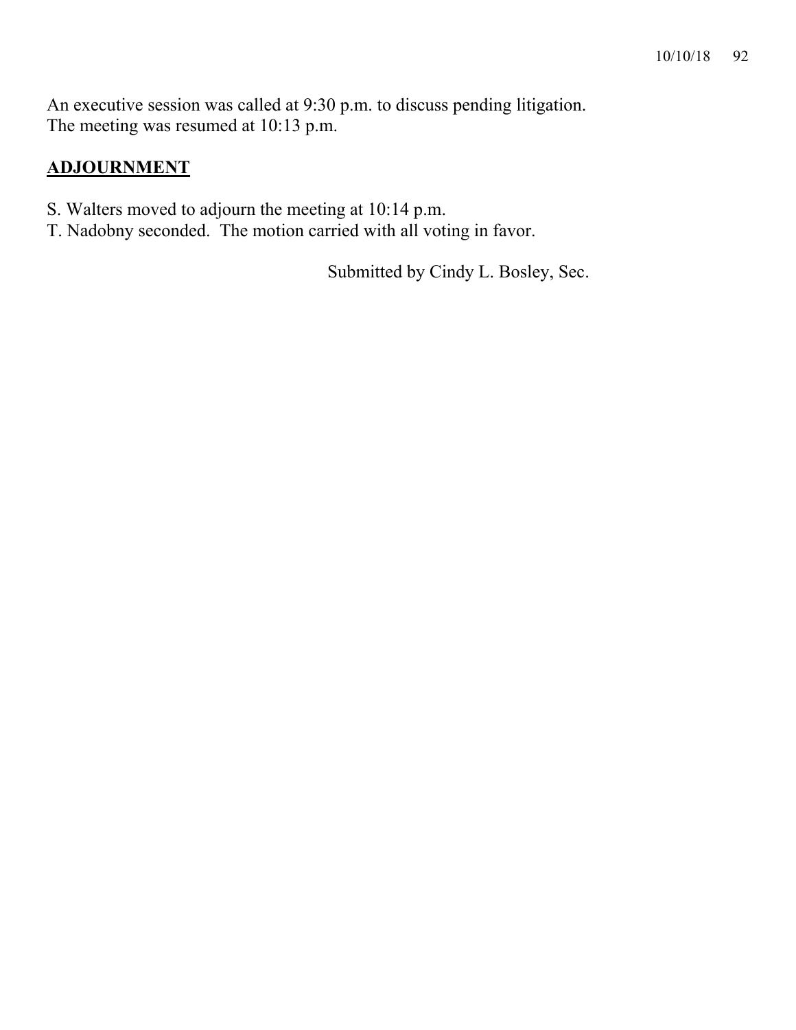An executive session was called at 9:30 p.m. to discuss pending litigation.
The meeting was resumed at 10:13 p.m.

## ADJOURNMENT

S. Walters moved to adjourn the meeting at 10:14 p.m.
T. Nadobny seconded. The motion carried with all voting in favor.

Submitted by Cindy L. Bosley, Sec.